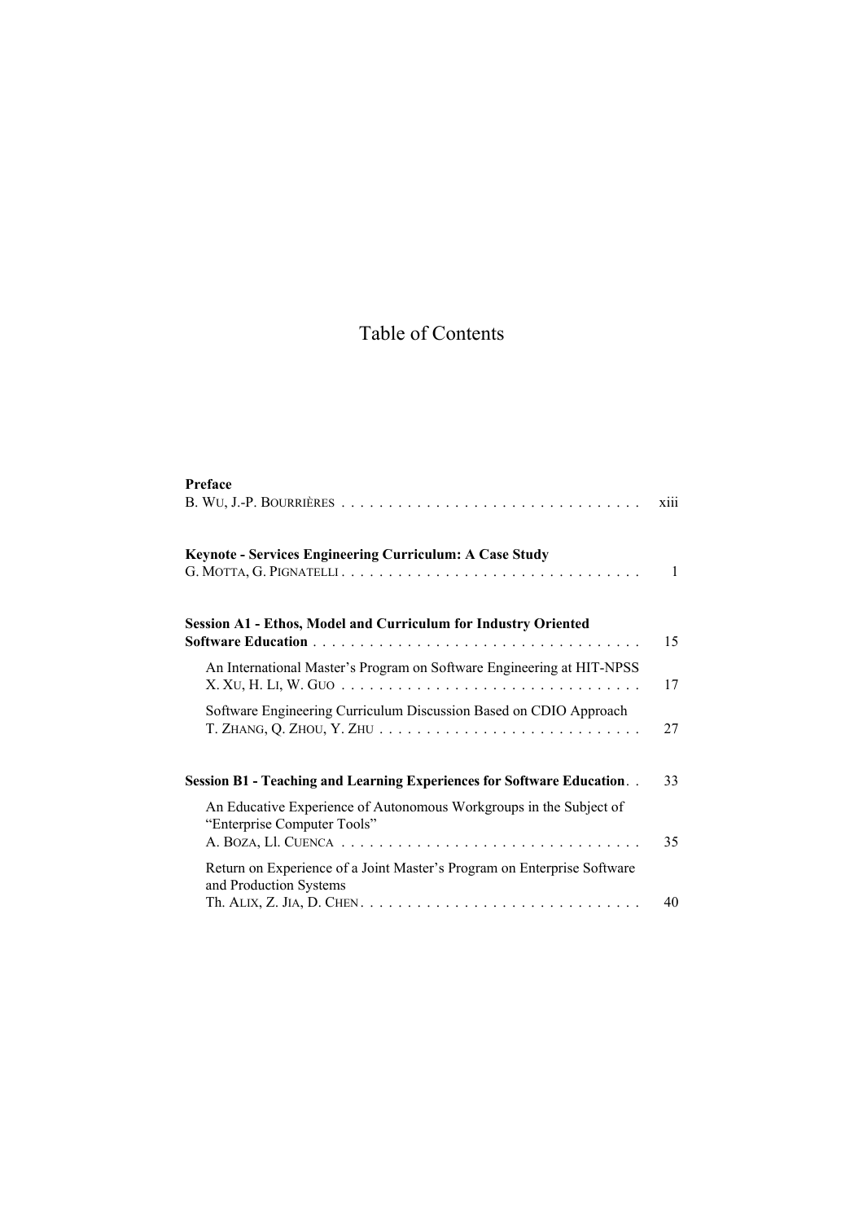# Table of Contents

**Preface**
B. Wu, J.-P. Bourrières . . . . . . . . . . . . . . . . . . . . . . . . . . . . . . . . xiii

**Keynote - Services Engineering Curriculum: A Case Study**
G. Motta, G. Pignatelli . . . . . . . . . . . . . . . . . . . . . . . . . . . . . . . . 1

**Session A1 - Ethos, Model and Curriculum for Industry Oriented Software Education** . . . . . . . . . . . . . . . . . . . . . . . . . . . . . . . . . . . 15

An International Master's Program on Software Engineering at HIT-NPSS
X. Xu, H. Li, W. Guo . . . . . . . . . . . . . . . . . . . . . . . . . . . . . . . . 17

Software Engineering Curriculum Discussion Based on CDIO Approach
T. Zhang, Q. Zhou, Y. Zhu . . . . . . . . . . . . . . . . . . . . . . . . . . . . 27

**Session B1 - Teaching and Learning Experiences for Software Education**. . 33

An Educative Experience of Autonomous Workgroups in the Subject of "Enterprise Computer Tools"
A. Boza, Ll. Cuenca . . . . . . . . . . . . . . . . . . . . . . . . . . . . . . . . 35

Return on Experience of a Joint Master's Program on Enterprise Software and Production Systems
Th. Alix, Z. Jia, D. Chen . . . . . . . . . . . . . . . . . . . . . . . . . . . . . 40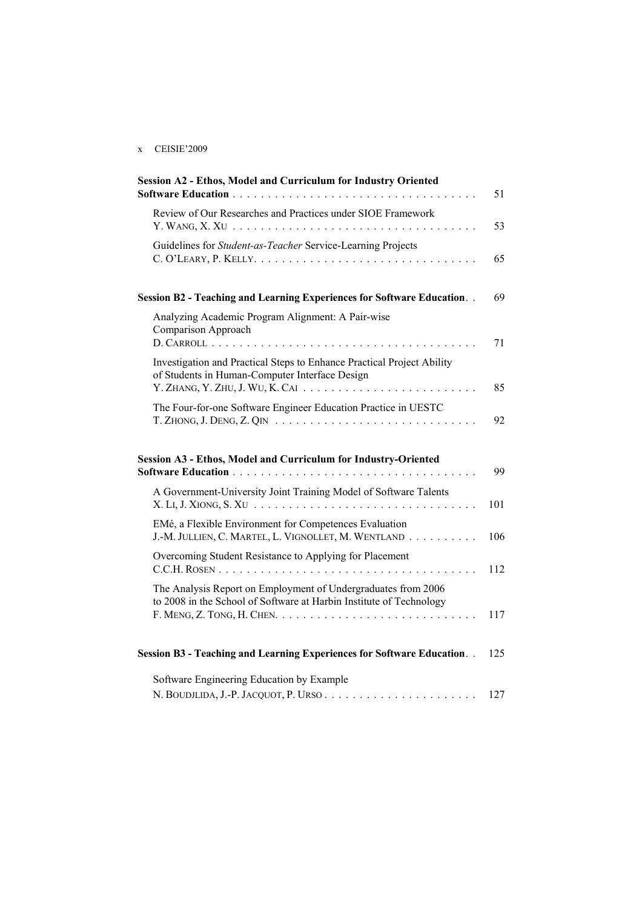**Session A2 - Ethos, Model and Curriculum for Industry Oriented Software Education** . . . . . . . . . . . . . . . . . . . . . . . . . . . . . . . . . . 51

Review of Our Researches and Practices under SIOE Framework
Y. Wang, X. Xu . . . . . . . . . . . . . . . . . . . . . . . . . . . . . . . . . . 53

Guidelines for *Student-as-Teacher* Service-Learning Projects
C. O'Leary, P. Kelly. . . . . . . . . . . . . . . . . . . . . . . . . . . . . . . 65

**Session B2 - Teaching and Learning Experiences for Software Education**. . 69

Analyzing Academic Program Alignment: A Pair-wise Comparison Approach
D. Carroll . . . . . . . . . . . . . . . . . . . . . . . . . . . . . . . . . . . . . 71

Investigation and Practical Steps to Enhance Practical Project Ability of Students in Human-Computer Interface Design
Y. Zhang, Y. Zhu, J. Wu, K. Cai . . . . . . . . . . . . . . . . . . . . . . . . . 85

The Four-for-one Software Engineer Education Practice in UESTC
T. Zhong, J. Deng, Z. Qin . . . . . . . . . . . . . . . . . . . . . . . . . . . . 92

**Session A3 - Ethos, Model and Curriculum for Industry-Oriented Software Education** . . . . . . . . . . . . . . . . . . . . . . . . . . . . . . . . . . 99

A Government-University Joint Training Model of Software Talents
X. Li, J. Xiong, S. Xu . . . . . . . . . . . . . . . . . . . . . . . . . . . . . . . 101

EMé, a Flexible Environment for Competences Evaluation
J.-M. Jullien, C. Martel, L. Vignollet, M. Wentland . . . . . . . . . . 106

Overcoming Student Resistance to Applying for Placement
C.C.H. Rosen . . . . . . . . . . . . . . . . . . . . . . . . . . . . . . . . . . . . 112

The Analysis Report on Employment of Undergraduates from 2006 to 2008 in the School of Software at Harbin Institute of Technology
F. Meng, Z. Tong, H. Chen. . . . . . . . . . . . . . . . . . . . . . . . . . . . 117

**Session B3 - Teaching and Learning Experiences for Software Education**. . 125

Software Engineering Education by Example
N. Boudjlida, J.-P. Jacquot, P. Urso . . . . . . . . . . . . . . . . . . . . . . 127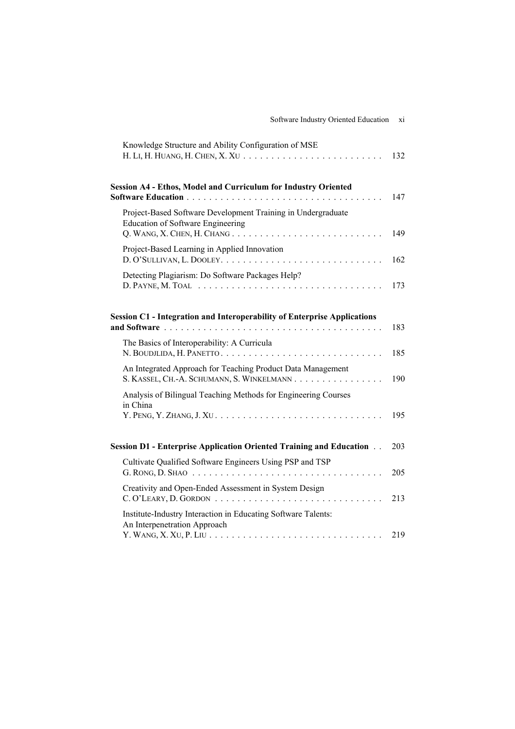Knowledge Structure and Ability Configuration of MSE
H. Li, H. Huang, H. Chen, X. Xu . . . . . . . . . . . . . . . . . . . . . . . . . 132

**Session A4 - Ethos, Model and Curriculum for Industry Oriented Software Education** . . . . . . . . . . . . . . . . . . . . . . . . . . . . . . . . . . 147

Project-Based Software Development Training in Undergraduate Education of Software Engineering
Q. Wang, X. Chen, H. Chang . . . . . . . . . . . . . . . . . . . . . . . . . . . 149

Project-Based Learning in Applied Innovation
D. O'Sullivan, L. Dooley. . . . . . . . . . . . . . . . . . . . . . . . . . . . . . 162

Detecting Plagiarism: Do Software Packages Help?
D. Payne, M. Toal . . . . . . . . . . . . . . . . . . . . . . . . . . . . . . . . . 173

**Session C1 - Integration and Interoperability of Enterprise Applications and Software** . . . . . . . . . . . . . . . . . . . . . . . . . . . . . . . . . . . . . . . 183

The Basics of Interoperability: A Curricula
N. Boudjlida, H. Panetto. . . . . . . . . . . . . . . . . . . . . . . . . . . . . 185

An Integrated Approach for Teaching Product Data Management
S. Kassel, Ch.-A. Schumann, S. Winkelmann . . . . . . . . . . . . . . . . 190

Analysis of Bilingual Teaching Methods for Engineering Courses in China
Y. Peng, Y. Zhang, J. Xu . . . . . . . . . . . . . . . . . . . . . . . . . . . . . 195

**Session D1 - Enterprise Application Oriented Training and Education** . . 203

Cultivate Qualified Software Engineers Using PSP and TSP
G. Rong, D. Shao . . . . . . . . . . . . . . . . . . . . . . . . . . . . . . . . . . 205

Creativity and Open-Ended Assessment in System Design
C. O'Leary, D. Gordon . . . . . . . . . . . . . . . . . . . . . . . . . . . . . . 213

Institute-Industry Interaction in Educating Software Talents: An Interpenetration Approach
Y. Wang, X. Xu, P. Liu . . . . . . . . . . . . . . . . . . . . . . . . . . . . . . . 219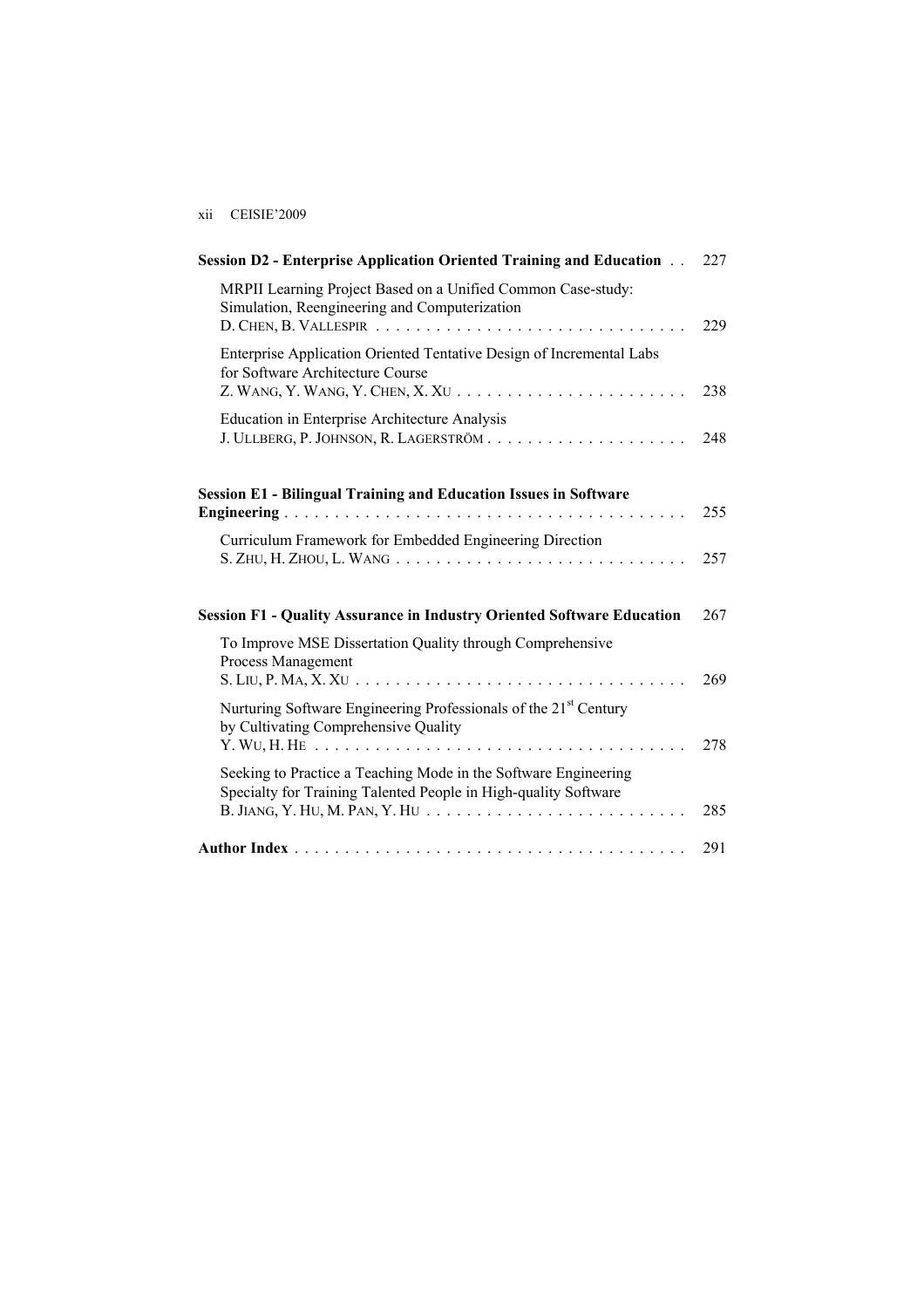**Session D2 - Enterprise Application Oriented Training and Education** . . 227

MRPII Learning Project Based on a Unified Common Case-study: Simulation, Reengineering and Computerization
D. CHEN, B. VALLESPIR . . . . . . . . . . . . . . . . . . . . . . . . . . . . . . . 229

Enterprise Application Oriented Tentative Design of Incremental Labs for Software Architecture Course
Z. WANG, Y. WANG, Y. CHEN, X. XU . . . . . . . . . . . . . . . . . . . . . . . . 238

Education in Enterprise Architecture Analysis
J. ULLBERG, P. JOHNSON, R. LAGERSTRÖM . . . . . . . . . . . . . . . . . . . . 248

**Session E1 - Bilingual Training and Education Issues in Software Engineering** . . . . . . . . . . . . . . . . . . . . . . . . . . . . . . . . . . . . . . . . 255

Curriculum Framework for Embedded Engineering Direction
S. ZHU, H. ZHOU, L. WANG . . . . . . . . . . . . . . . . . . . . . . . . . . . . . 257

**Session F1 - Quality Assurance in Industry Oriented Software Education** 267

To Improve MSE Dissertation Quality through Comprehensive Process Management
S. LIU, P. MA, X. XU . . . . . . . . . . . . . . . . . . . . . . . . . . . . . . . . . 269

Nurturing Software Engineering Professionals of the 21st Century by Cultivating Comprehensive Quality
Y. WU, H. HE . . . . . . . . . . . . . . . . . . . . . . . . . . . . . . . . . . . . . 278

Seeking to Practice a Teaching Mode in the Software Engineering Specialty for Training Talented People in High-quality Software
B. JIANG, Y. HU, M. PAN, Y. HU . . . . . . . . . . . . . . . . . . . . . . . . . . 285

**Author Index** . . . . . . . . . . . . . . . . . . . . . . . . . . . . . . . . . . . . . . 291